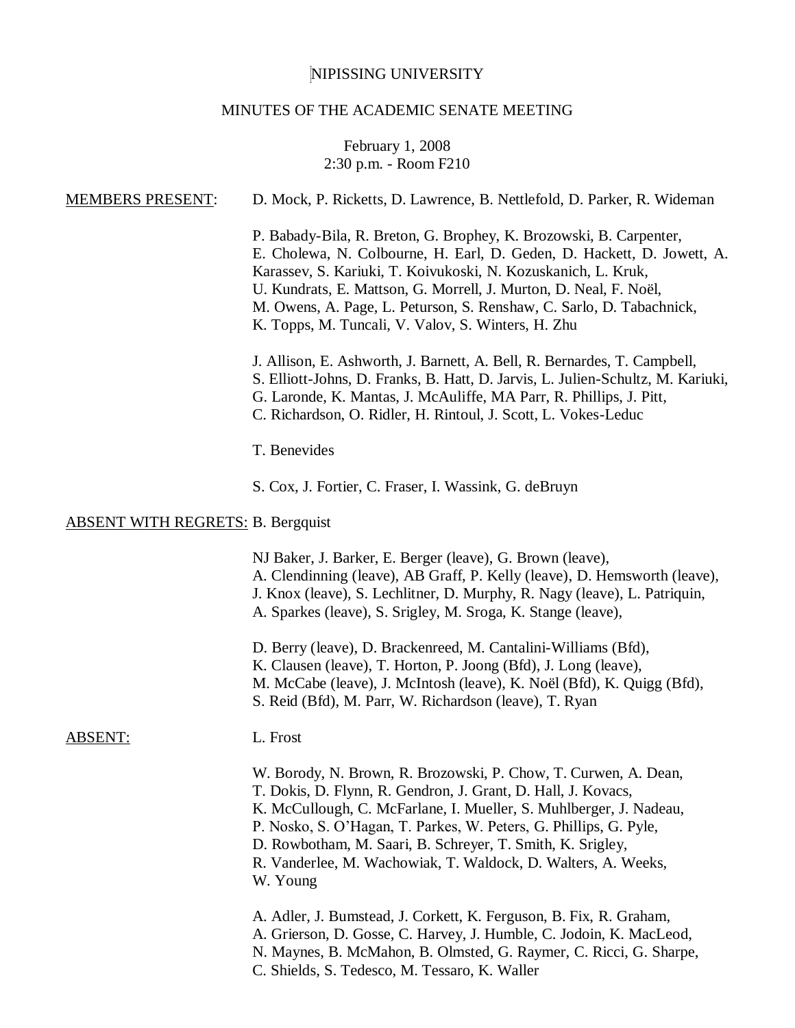NIPISSING UNIVERSITY

MINUTES OF THE ACADEMIC SENATE MEETING

February 1, 2008
2:30 p.m. - Room F210

MEMBERS PRESENT: D. Mock, P. Ricketts, D. Lawrence, B. Nettlefold, D. Parker, R. Wideman

P. Babady-Bila, R. Breton, G. Brophey, K. Brozowski, B. Carpenter, E. Cholewa, N. Colbourne, H. Earl, D. Geden, D. Hackett, D. Jowett, A. Karassev, S. Kariuki, T. Koivukoski, N. Kozuskanich, L. Kruk, U. Kundrats, E. Mattson, G. Morrell, J. Murton, D. Neal, F. Noël, M. Owens, A. Page, L. Peturson, S. Renshaw, C. Sarlo, D. Tabachnick, K. Topps, M. Tuncali, V. Valov, S. Winters, H. Zhu

J. Allison, E. Ashworth, J. Barnett, A. Bell, R. Bernardes, T. Campbell, S. Elliott-Johns, D. Franks, B. Hatt, D. Jarvis, L. Julien-Schultz, M. Kariuki, G. Laronde, K. Mantas, J. McAuliffe, MA Parr, R. Phillips, J. Pitt, C. Richardson, O. Ridler, H. Rintoul, J. Scott, L. Vokes-Leduc

T. Benevides

S. Cox, J. Fortier, C. Fraser, I. Wassink, G. deBruyn

ABSENT WITH REGRETS: B. Bergquist

NJ Baker, J. Barker, E. Berger (leave), G. Brown (leave), A. Clendinning (leave), AB Graff, P. Kelly (leave), D. Hemsworth (leave), J. Knox (leave), S. Lechlitner, D. Murphy, R. Nagy (leave), L. Patriquin, A. Sparkes (leave), S. Srigley, M. Sroga, K. Stange (leave),

D. Berry (leave), D. Brackenreed, M. Cantalini-Williams (Bfd), K. Clausen (leave), T. Horton, P. Joong (Bfd), J. Long (leave), M. McCabe (leave), J. McIntosh (leave), K. Noël (Bfd), K. Quigg (Bfd), S. Reid (Bfd), M. Parr, W. Richardson (leave), T. Ryan

ABSENT: L. Frost

W. Borody, N. Brown, R. Brozowski, P. Chow, T. Curwen, A. Dean, T. Dokis, D. Flynn, R. Gendron, J. Grant, D. Hall, J. Kovacs, K. McCullough, C. McFarlane, I. Mueller, S. Muhlberger, J. Nadeau, P. Nosko, S. O'Hagan, T. Parkes, W. Peters, G. Phillips, G. Pyle, D. Rowbotham, M. Saari, B. Schreyer, T. Smith, K. Srigley, R. Vanderlee, M. Wachowiak, T. Waldock, D. Walters, A. Weeks, W. Young

A. Adler, J. Bumstead, J. Corkett, K. Ferguson, B. Fix, R. Graham, A. Grierson, D. Gosse, C. Harvey, J. Humble, C. Jodoin, K. MacLeod, N. Maynes, B. McMahon, B. Olmsted, G. Raymer, C. Ricci, G. Sharpe, C. Shields, S. Tedesco, M. Tessaro, K. Waller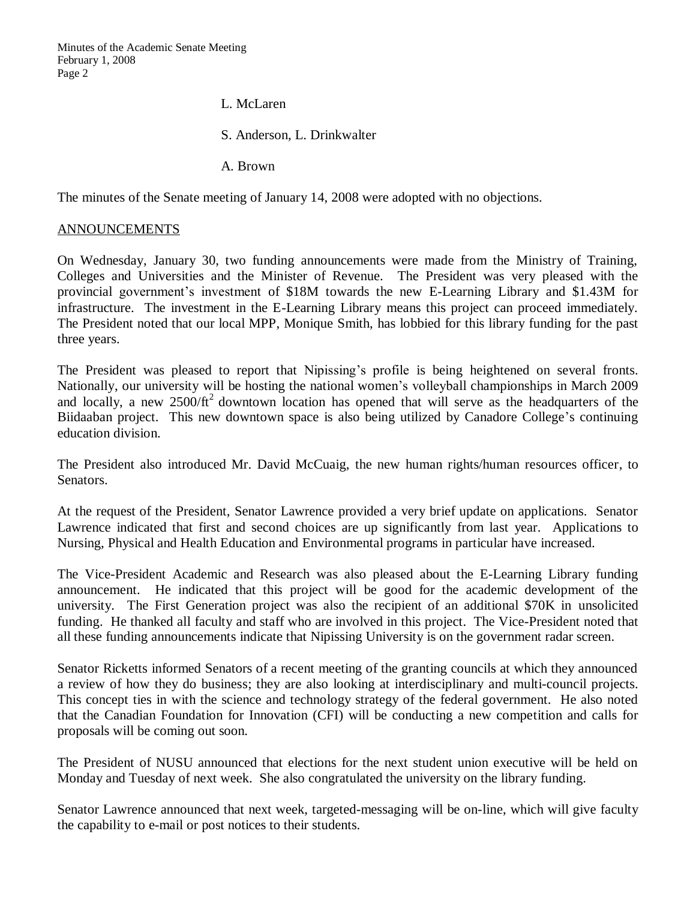L. McLaren

S. Anderson, L. Drinkwalter

A. Brown

The minutes of the Senate meeting of January 14, 2008 were adopted with no objections.

ANNOUNCEMENTS

On Wednesday, January 30, two funding announcements were made from the Ministry of Training, Colleges and Universities and the Minister of Revenue. The President was very pleased with the provincial government's investment of $18M towards the new E-Learning Library and $1.43M for infrastructure. The investment in the E-Learning Library means this project can proceed immediately. The President noted that our local MPP, Monique Smith, has lobbied for this library funding for the past three years.

The President was pleased to report that Nipissing's profile is being heightened on several fronts. Nationally, our university will be hosting the national women's volleyball championships in March 2009 and locally, a new $2500/ft^2$ downtown location has opened that will serve as the headquarters of the Biidaaban project. This new downtown space is also being utilized by Canadore College's continuing education division.

The President also introduced Mr. David McCuaig, the new human rights/human resources officer, to Senators.

At the request of the President, Senator Lawrence provided a very brief update on applications. Senator Lawrence indicated that first and second choices are up significantly from last year. Applications to Nursing, Physical and Health Education and Environmental programs in particular have increased.

The Vice-President Academic and Research was also pleased about the E-Learning Library funding announcement. He indicated that this project will be good for the academic development of the university. The First Generation project was also the recipient of an additional $70K in unsolicited funding. He thanked all faculty and staff who are involved in this project. The Vice-President noted that all these funding announcements indicate that Nipissing University is on the government radar screen.

Senator Ricketts informed Senators of a recent meeting of the granting councils at which they announced a review of how they do business; they are also looking at interdisciplinary and multi-council projects. This concept ties in with the science and technology strategy of the federal government. He also noted that the Canadian Foundation for Innovation (CFI) will be conducting a new competition and calls for proposals will be coming out soon.

The President of NUSU announced that elections for the next student union executive will be held on Monday and Tuesday of next week. She also congratulated the university on the library funding.

Senator Lawrence announced that next week, targeted-messaging will be on-line, which will give faculty the capability to e-mail or post notices to their students.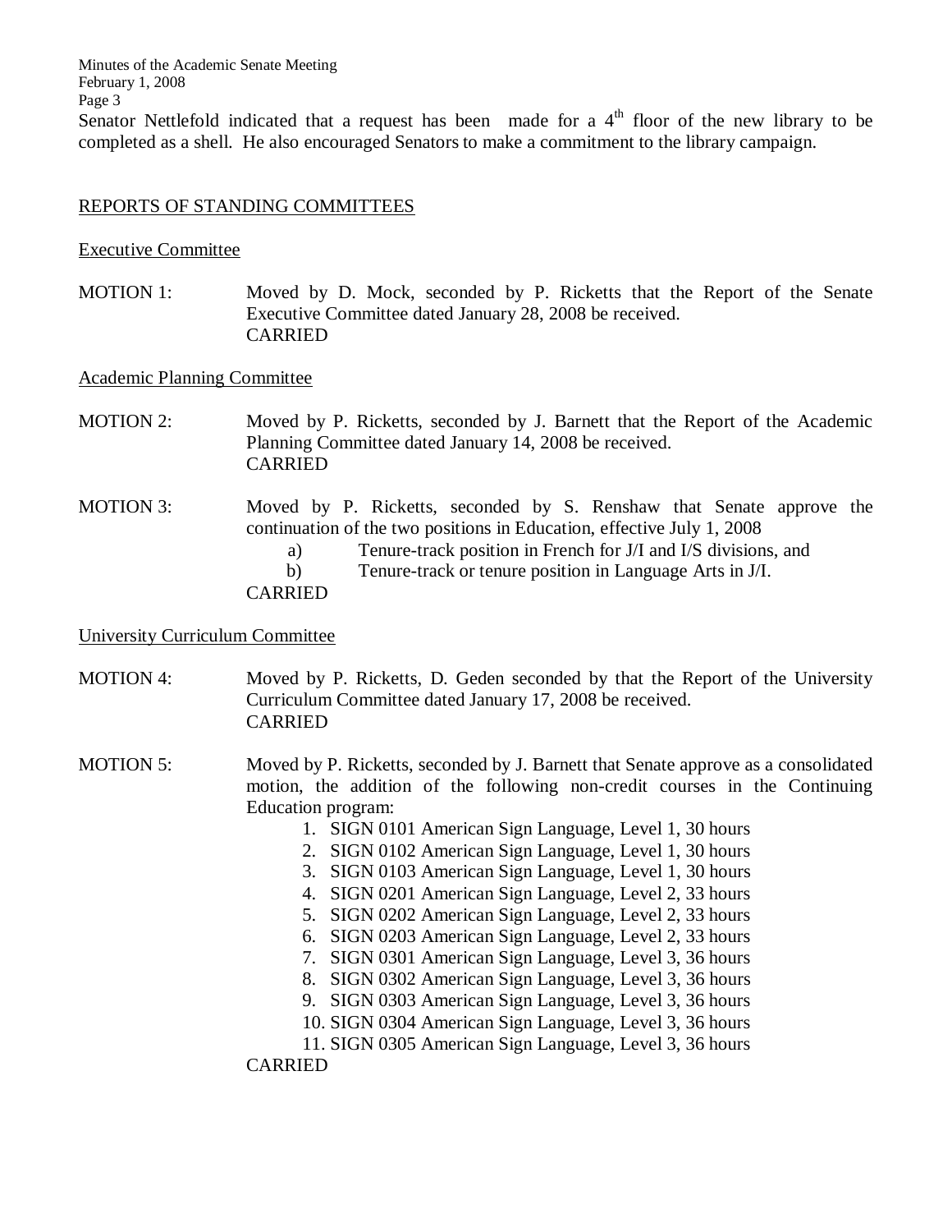Senator Nettlefold indicated that a request has been made for a 4th floor of the new library to be completed as a shell. He also encouraged Senators to make a commitment to the library campaign.

## REPORTS OF STANDING COMMITTEES

### Executive Committee

MOTION 1: Moved by D. Mock, seconded by P. Ricketts that the Report of the Senate Executive Committee dated January 28, 2008 be received.
CARRIED

### Academic Planning Committee

MOTION 2: Moved by P. Ricketts, seconded by J. Barnett that the Report of the Academic Planning Committee dated January 14, 2008 be received.
CARRIED

MOTION 3: Moved by P. Ricketts, seconded by S. Renshaw that Senate approve the continuation of the two positions in Education, effective July 1, 2008

a) Tenure-track position in French for J/I and I/S divisions, and
b) Tenure-track or tenure position in Language Arts in J/I.

CARRIED

### University Curriculum Committee

MOTION 4: Moved by P. Ricketts, D. Geden seconded by that the Report of the University Curriculum Committee dated January 17, 2008 be received.
CARRIED

MOTION 5: Moved by P. Ricketts, seconded by J. Barnett that Senate approve as a consolidated motion, the addition of the following non-credit courses in the Continuing Education program:

1. SIGN 0101 American Sign Language, Level 1, 30 hours
2. SIGN 0102 American Sign Language, Level 1, 30 hours
3. SIGN 0103 American Sign Language, Level 1, 30 hours
4. SIGN 0201 American Sign Language, Level 2, 33 hours
5. SIGN 0202 American Sign Language, Level 2, 33 hours
6. SIGN 0203 American Sign Language, Level 2, 33 hours
7. SIGN 0301 American Sign Language, Level 3, 36 hours
8. SIGN 0302 American Sign Language, Level 3, 36 hours
9. SIGN 0303 American Sign Language, Level 3, 36 hours
10. SIGN 0304 American Sign Language, Level 3, 36 hours
11. SIGN 0305 American Sign Language, Level 3, 36 hours

CARRIED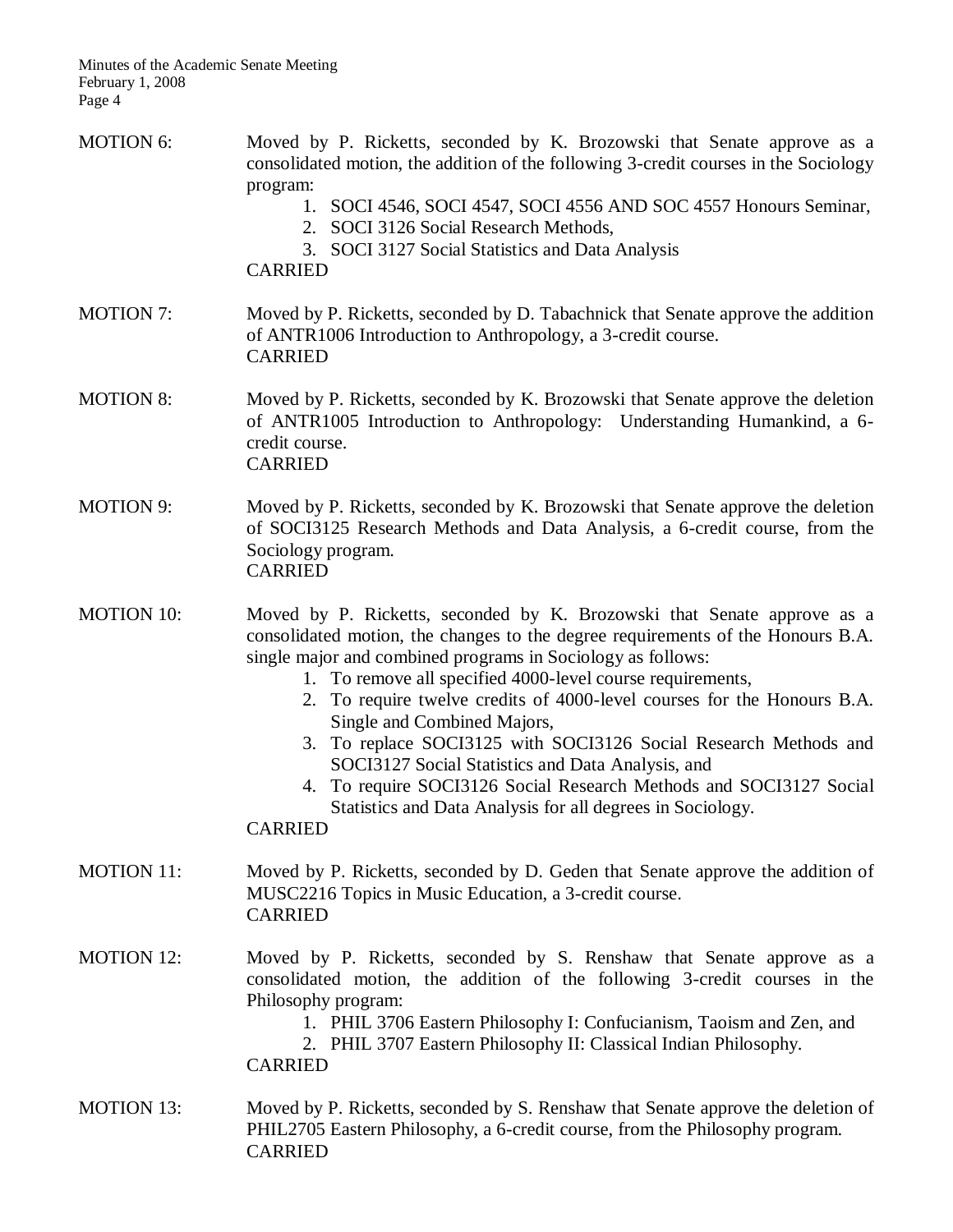MOTION 6: Moved by P. Ricketts, seconded by K. Brozowski that Senate approve as a consolidated motion, the addition of the following 3-credit courses in the Sociology program:

1. SOCI 4546, SOCI 4547, SOCI 4556 AND SOC 4557 Honours Seminar,
2. SOCI 3126 Social Research Methods,
3. SOCI 3127 Social Statistics and Data Analysis

CARRIED

MOTION 7: Moved by P. Ricketts, seconded by D. Tabachnick that Senate approve the addition of ANTR1006 Introduction to Anthropology, a 3-credit course.
CARRIED

MOTION 8: Moved by P. Ricketts, seconded by K. Brozowski that Senate approve the deletion of ANTR1005 Introduction to Anthropology: Understanding Humankind, a 6-credit course.
CARRIED

MOTION 9: Moved by P. Ricketts, seconded by K. Brozowski that Senate approve the deletion of SOCI3125 Research Methods and Data Analysis, a 6-credit course, from the Sociology program.
CARRIED

MOTION 10: Moved by P. Ricketts, seconded by K. Brozowski that Senate approve as a consolidated motion, the changes to the degree requirements of the Honours B.A. single major and combined programs in Sociology as follows:

1. To remove all specified 4000-level course requirements,
2. To require twelve credits of 4000-level courses for the Honours B.A. Single and Combined Majors,
3. To replace SOCI3125 with SOCI3126 Social Research Methods and SOCI3127 Social Statistics and Data Analysis, and
4. To require SOCI3126 Social Research Methods and SOCI3127 Social Statistics and Data Analysis for all degrees in Sociology.

CARRIED

MOTION 11: Moved by P. Ricketts, seconded by D. Geden that Senate approve the addition of MUSC2216 Topics in Music Education, a 3-credit course.
CARRIED

MOTION 12: Moved by P. Ricketts, seconded by S. Renshaw that Senate approve as a consolidated motion, the addition of the following 3-credit courses in the Philosophy program:

1. PHIL 3706 Eastern Philosophy I: Confucianism, Taoism and Zen, and
2. PHIL 3707 Eastern Philosophy II: Classical Indian Philosophy.

CARRIED

MOTION 13: Moved by P. Ricketts, seconded by S. Renshaw that Senate approve the deletion of PHIL2705 Eastern Philosophy, a 6-credit course, from the Philosophy program.
CARRIED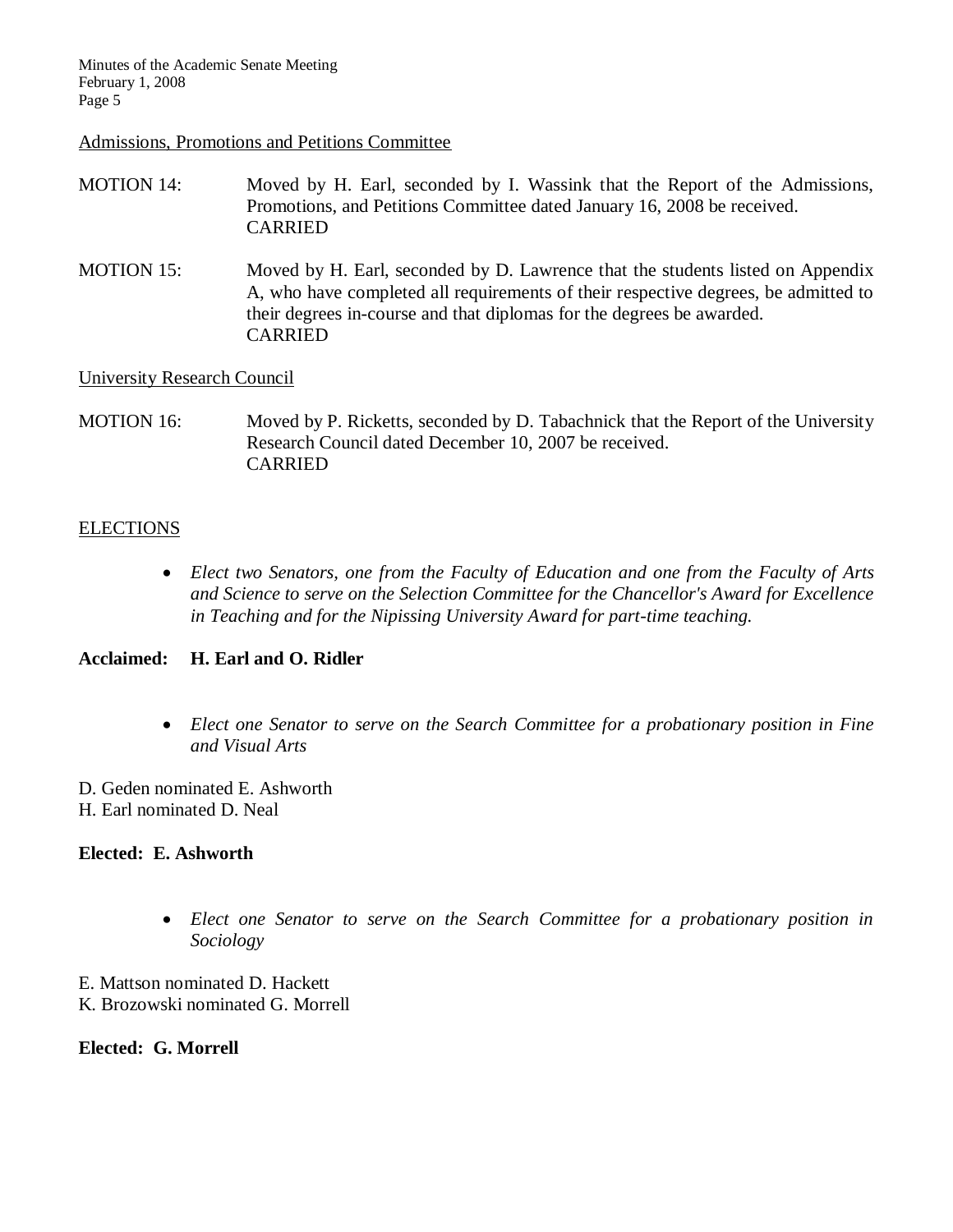Admissions, Promotions and Petitions Committee

MOTION 14: Moved by H. Earl, seconded by I. Wassink that the Report of the Admissions, Promotions, and Petitions Committee dated January 16, 2008 be received.
CARRIED

MOTION 15: Moved by H. Earl, seconded by D. Lawrence that the students listed on Appendix A, who have completed all requirements of their respective degrees, be admitted to their degrees in-course and that diplomas for the degrees be awarded.
CARRIED

University Research Council

MOTION 16: Moved by P. Ricketts, seconded by D. Tabachnick that the Report of the University Research Council dated December 10, 2007 be received.
CARRIED

## ELECTIONS

- *Elect two Senators, one from the Faculty of Education and one from the Faculty of Arts and Science to serve on the Selection Committee for the Chancellor's Award for Excellence in Teaching and for the Nipissing University Award for part-time teaching.*

**Acclaimed: H. Earl and O. Ridler**

- *Elect one Senator to serve on the Search Committee for a probationary position in Fine and Visual Arts*

D. Geden nominated E. Ashworth
H. Earl nominated D. Neal

**Elected: E. Ashworth**

- *Elect one Senator to serve on the Search Committee for a probationary position in Sociology*

E. Mattson nominated D. Hackett
K. Brozowski nominated G. Morrell

**Elected: G. Morrell**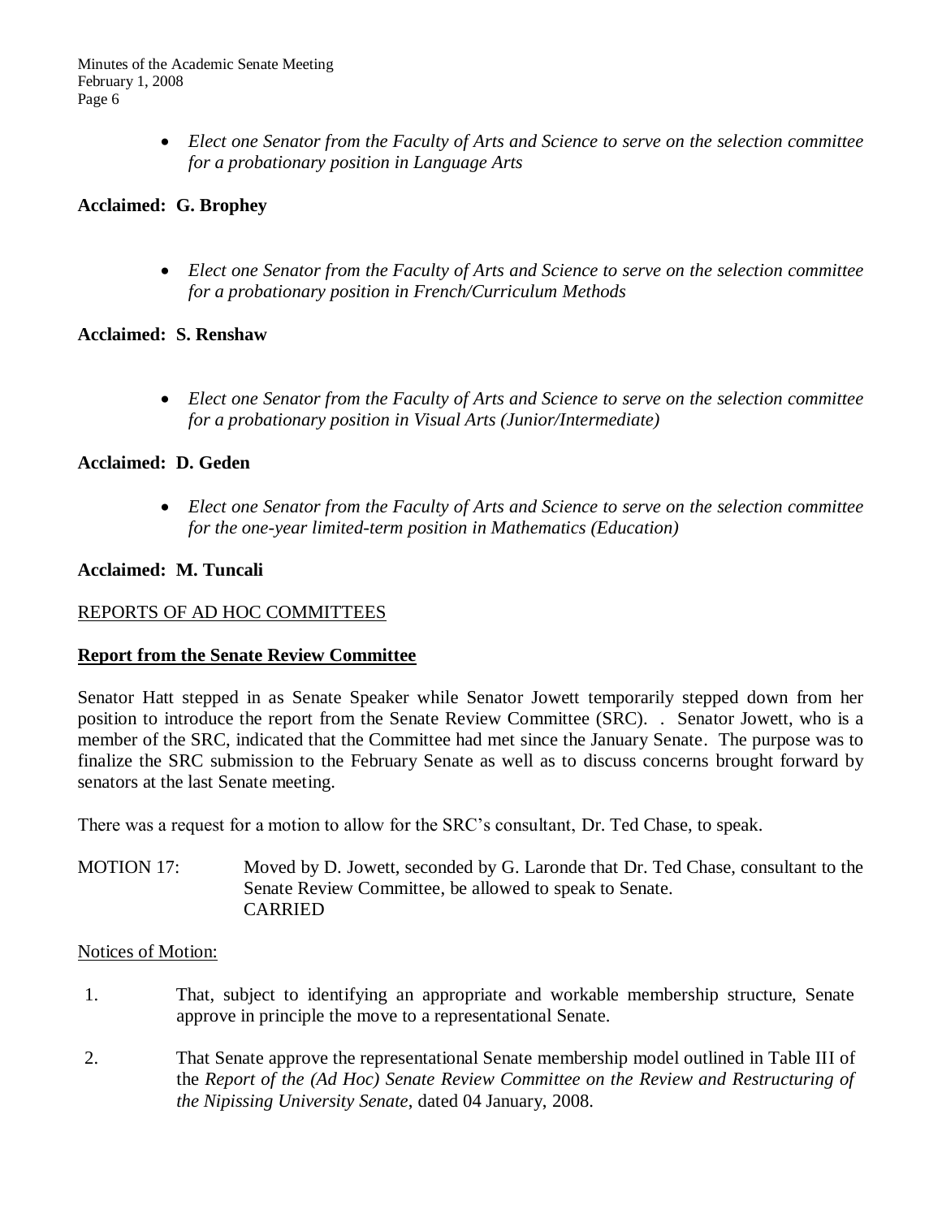- *Elect one Senator from the Faculty of Arts and Science to serve on the selection committee for a probationary position in Language Arts*

**Acclaimed: G. Brophey**

- *Elect one Senator from the Faculty of Arts and Science to serve on the selection committee for a probationary position in French/Curriculum Methods*

**Acclaimed: S. Renshaw**

- *Elect one Senator from the Faculty of Arts and Science to serve on the selection committee for a probationary position in Visual Arts (Junior/Intermediate)*

**Acclaimed: D. Geden**

- *Elect one Senator from the Faculty of Arts and Science to serve on the selection committee for the one-year limited-term position in Mathematics (Education)*

**Acclaimed: M. Tuncali**

REPORTS OF AD HOC COMMITTEES

**Report from the Senate Review Committee**

Senator Hatt stepped in as Senate Speaker while Senator Jowett temporarily stepped down from her position to introduce the report from the Senate Review Committee (SRC). . Senator Jowett, who is a member of the SRC, indicated that the Committee had met since the January Senate. The purpose was to finalize the SRC submission to the February Senate as well as to discuss concerns brought forward by senators at the last Senate meeting.

There was a request for a motion to allow for the SRC's consultant, Dr. Ted Chase, to speak.

MOTION 17: Moved by D. Jowett, seconded by G. Laronde that Dr. Ted Chase, consultant to the Senate Review Committee, be allowed to speak to Senate.
CARRIED

Notices of Motion:

1. That, subject to identifying an appropriate and workable membership structure, Senate approve in principle the move to a representational Senate.

2. That Senate approve the representational Senate membership model outlined in Table III of the *Report of the (Ad Hoc) Senate Review Committee on the Review and Restructuring of the Nipissing University Senate*, dated 04 January, 2008.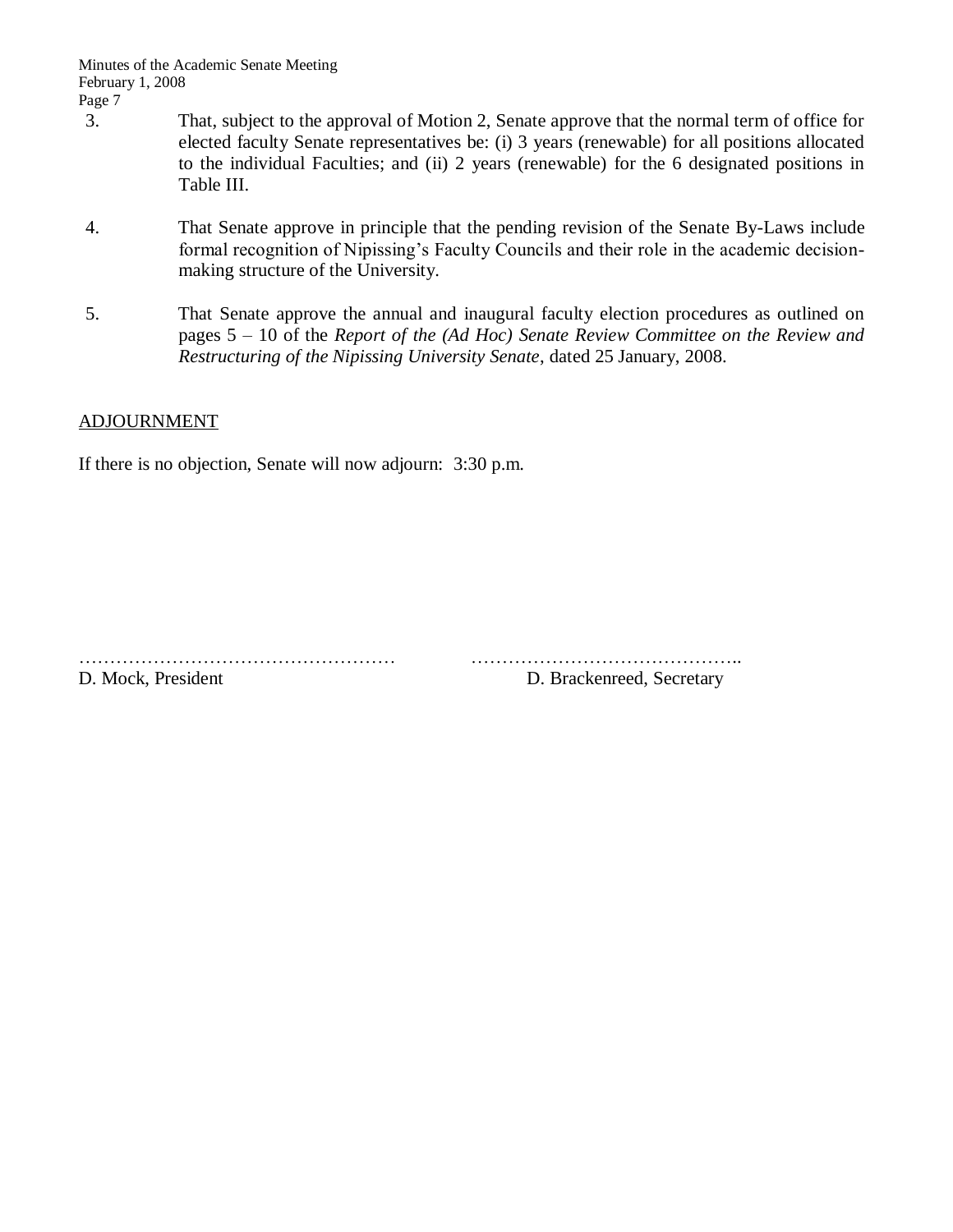3. That, subject to the approval of Motion 2, Senate approve that the normal term of office for elected faculty Senate representatives be: (i) 3 years (renewable) for all positions allocated to the individual Faculties; and (ii) 2 years (renewable) for the 6 designated positions in Table III.

4. That Senate approve in principle that the pending revision of the Senate By-Laws include formal recognition of Nipissing's Faculty Councils and their role in the academic decision-making structure of the University.

5. That Senate approve the annual and inaugural faculty election procedures as outlined on pages 5 – 10 of the *Report of the (Ad Hoc) Senate Review Committee on the Review and Restructuring of the Nipissing University Senate*, dated 25 January, 2008.

ADJOURNMENT

If there is no objection, Senate will now adjourn: 3:30 p.m.

…………………………………………… ……………………………………..

D. Mock, President D. Brackenreed, Secretary